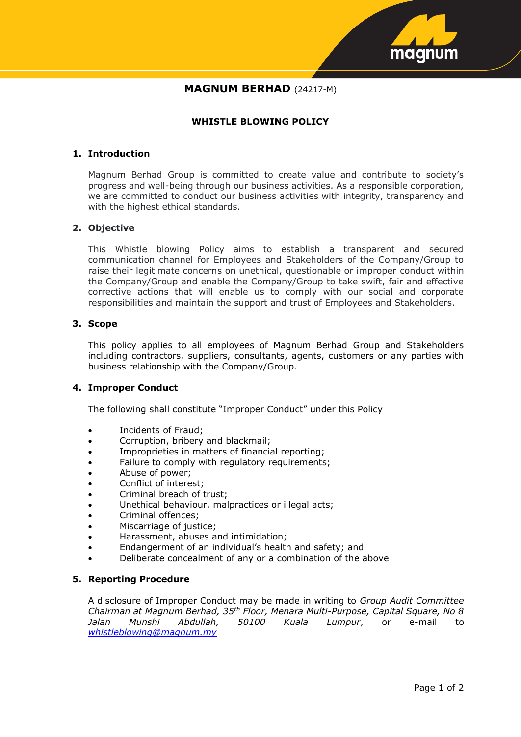# MAGNUM BERHAD (24217-M)

## WHISTLE BLOWING POLICY

### 1. Introduction

Magnum Berhad Group is committed to create value and contribute to society's progress and well-being through our business activities. As a responsible corporation, we are committed to conduct our business activities with integrity, transparency and with the highest ethical standards.

### 2. Objective

This Whistle blowing Policy aims to establish a transparent and secured communication channel for Employees and Stakeholders of the Company/Group to raise their legitimate concerns on unethical, questionable or improper conduct within the Company/Group and enable the Company/Group to take swift, fair and effective corrective actions that will enable us to comply with our social and corporate responsibilities and maintain the support and trust of Employees and Stakeholders.

### 3. Scope

This policy applies to all employees of Magnum Berhad Group and Stakeholders including contractors, suppliers, consultants, agents, customers or any parties with business relationship with the Company/Group.

### 4. Improper Conduct

The following shall constitute "Improper Conduct" under this Policy

- Incidents of Fraud;
- Corruption, bribery and blackmail;
- Improprieties in matters of financial reporting;
- Failure to comply with regulatory requirements;
- Abuse of power;
- Conflict of interest;
- Criminal breach of trust;
- Unethical behaviour, malpractices or illegal acts;
- Criminal offences;
- Miscarriage of justice;
- Harassment, abuses and intimidation;
- Endangerment of an individual's health and safety; and
- Deliberate concealment of any or a combination of the above

### 5. Reporting Procedure

A disclosure of Improper Conduct may be made in writing to *Group Audit Committee Chairman at Magnum Berhad, 35th Floor, Menara Multi-Purpose, Capital Square, No 8 Jalan Munshi Abdullah, 50100 Kuala Lumpur*, or e-mail to *whistleblowing@magnum.my*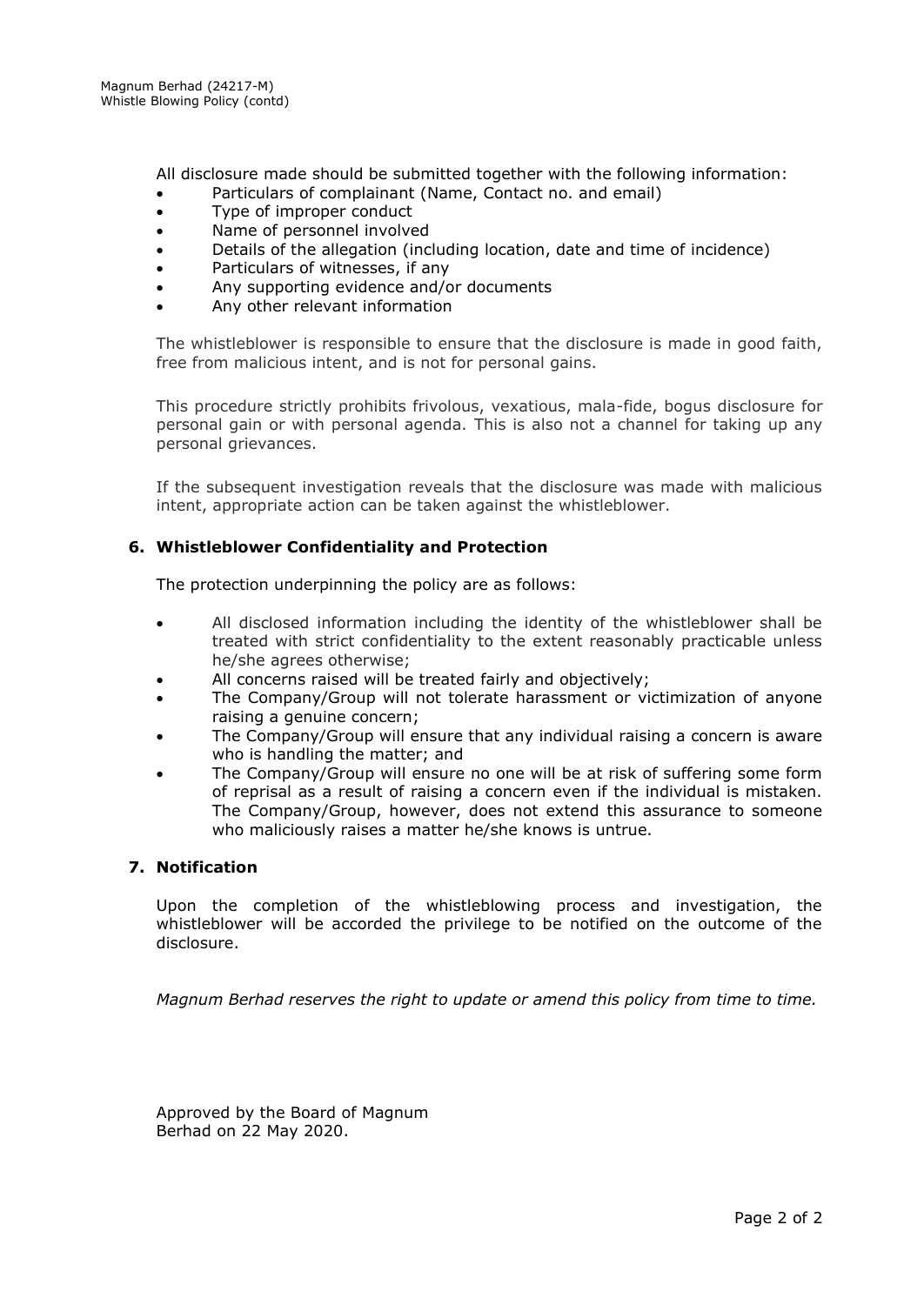All disclosure made should be submitted together with the following information:

- Particulars of complainant (Name, Contact no. and email)
- Type of improper conduct
- Name of personnel involved
- Details of the allegation (including location, date and time of incidence)
- Particulars of witnesses, if any
- Any supporting evidence and/or documents
- Any other relevant information

The whistleblower is responsible to ensure that the disclosure is made in good faith, free from malicious intent, and is not for personal gains.

This procedure strictly prohibits frivolous, vexatious, mala-fide, bogus disclosure for personal gain or with personal agenda. This is also not a channel for taking up any personal grievances.

If the subsequent investigation reveals that the disclosure was made with malicious intent, appropriate action can be taken against the whistleblower.

## 6. Whistleblower Confidentiality and Protection

The protection underpinning the policy are as follows:

- All disclosed information including the identity of the whistleblower shall be treated with strict confidentiality to the extent reasonably practicable unless he/she agrees otherwise;
- All concerns raised will be treated fairly and objectively;
- The Company/Group will not tolerate harassment or victimization of anyone raising a genuine concern;
- The Company/Group will ensure that any individual raising a concern is aware who is handling the matter; and
- The Company/Group will ensure no one will be at risk of suffering some form of reprisal as a result of raising a concern even if the individual is mistaken. The Company/Group, however, does not extend this assurance to someone who maliciously raises a matter he/she knows is untrue.

## 7. Notification

Upon the completion of the whistleblowing process and investigation, the whistleblower will be accorded the privilege to be notified on the outcome of the disclosure.

*Magnum Berhad reserves the right to update or amend this policy from time to time.*

Approved by the Board of Magnum Berhad on 22 May 2020.